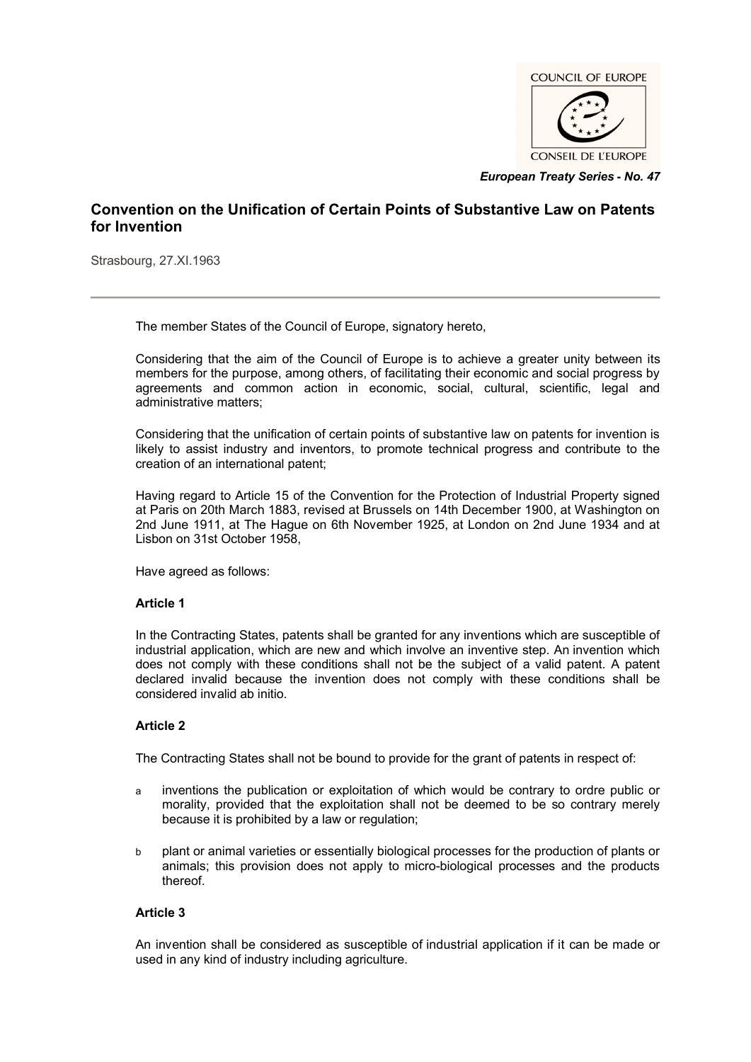COUNCIL OF EUROPE

CONSEIL DE L'EUROPE

*European Treaty Series - No. 47*

# Convention on the Unification of Certain Points of Substantive Law on Patents for Invention

Strasbourg, 27.XI.1963

---

The member States of the Council of Europe, signatory hereto,

Considering that the aim of the Council of Europe is to achieve a greater unity between its members for the purpose, among others, of facilitating their economic and social progress by agreements and common action in economic, social, cultural, scientific, legal and administrative matters;

Considering that the unification of certain points of substantive law on patents for invention is likely to assist industry and inventors, to promote technical progress and contribute to the creation of an international patent;

Having regard to Article 15 of the Convention for the Protection of Industrial Property signed at Paris on 20th March 1883, revised at Brussels on 14th December 1900, at Washington on 2nd June 1911, at The Hague on 6th November 1925, at London on 2nd June 1934 and at Lisbon on 31st October 1958,

Have agreed as follows:

### Article 1

In the Contracting States, patents shall be granted for any inventions which are susceptible of industrial application, which are new and which involve an inventive step. An invention which does not comply with these conditions shall not be the subject of a valid patent. A patent declared invalid because the invention does not comply with these conditions shall be considered invalid ab initio.

### Article 2

The Contracting States shall not be bound to provide for the grant of patents in respect of:

a inventions the publication or exploitation of which would be contrary to ordre public or morality, provided that the exploitation shall not be deemed to be so contrary merely because it is prohibited by a law or regulation;

b plant or animal varieties or essentially biological processes for the production of plants or animals; this provision does not apply to micro-biological processes and the products thereof.

### Article 3

An invention shall be considered as susceptible of industrial application if it can be made or used in any kind of industry including agriculture.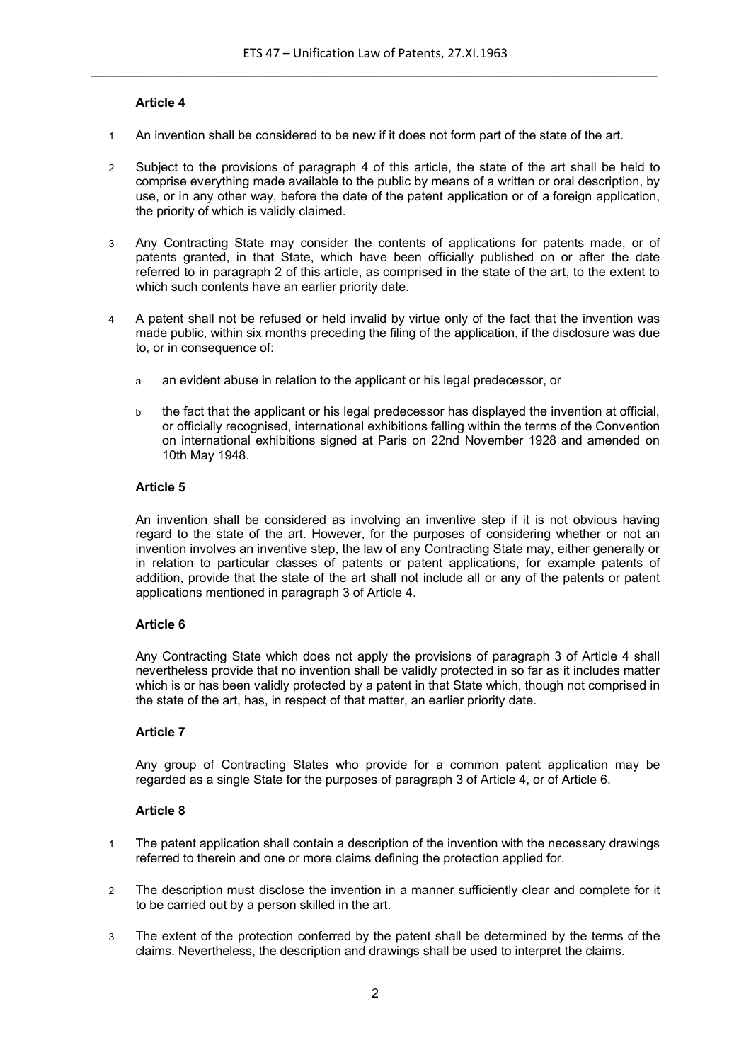### Article 4

1. An invention shall be considered to be new if it does not form part of the state of the art.

2. Subject to the provisions of paragraph 4 of this article, the state of the art shall be held to comprise everything made available to the public by means of a written or oral description, by use, or in any other way, before the date of the patent application or of a foreign application, the priority of which is validly claimed.

3. Any Contracting State may consider the contents of applications for patents made, or of patents granted, in that State, which have been officially published on or after the date referred to in paragraph 2 of this article, as comprised in the state of the art, to the extent to which such contents have an earlier priority date.

4. A patent shall not be refused or held invalid by virtue only of the fact that the invention was made public, within six months preceding the filing of the application, if the disclosure was due to, or in consequence of:

   a. an evident abuse in relation to the applicant or his legal predecessor, or

   b. the fact that the applicant or his legal predecessor has displayed the invention at official, or officially recognised, international exhibitions falling within the terms of the Convention on international exhibitions signed at Paris on 22nd November 1928 and amended on 10th May 1948.

### Article 5

An invention shall be considered as involving an inventive step if it is not obvious having regard to the state of the art. However, for the purposes of considering whether or not an invention involves an inventive step, the law of any Contracting State may, either generally or in relation to particular classes of patents or patent applications, for example patents of addition, provide that the state of the art shall not include all or any of the patents or patent applications mentioned in paragraph 3 of Article 4.

### Article 6

Any Contracting State which does not apply the provisions of paragraph 3 of Article 4 shall nevertheless provide that no invention shall be validly protected in so far as it includes matter which is or has been validly protected by a patent in that State which, though not comprised in the state of the art, has, in respect of that matter, an earlier priority date.

### Article 7

Any group of Contracting States who provide for a common patent application may be regarded as a single State for the purposes of paragraph 3 of Article 4, or of Article 6.

### Article 8

1. The patent application shall contain a description of the invention with the necessary drawings referred to therein and one or more claims defining the protection applied for.

2. The description must disclose the invention in a manner sufficiently clear and complete for it to be carried out by a person skilled in the art.

3. The extent of the protection conferred by the patent shall be determined by the terms of the claims. Nevertheless, the description and drawings shall be used to interpret the claims.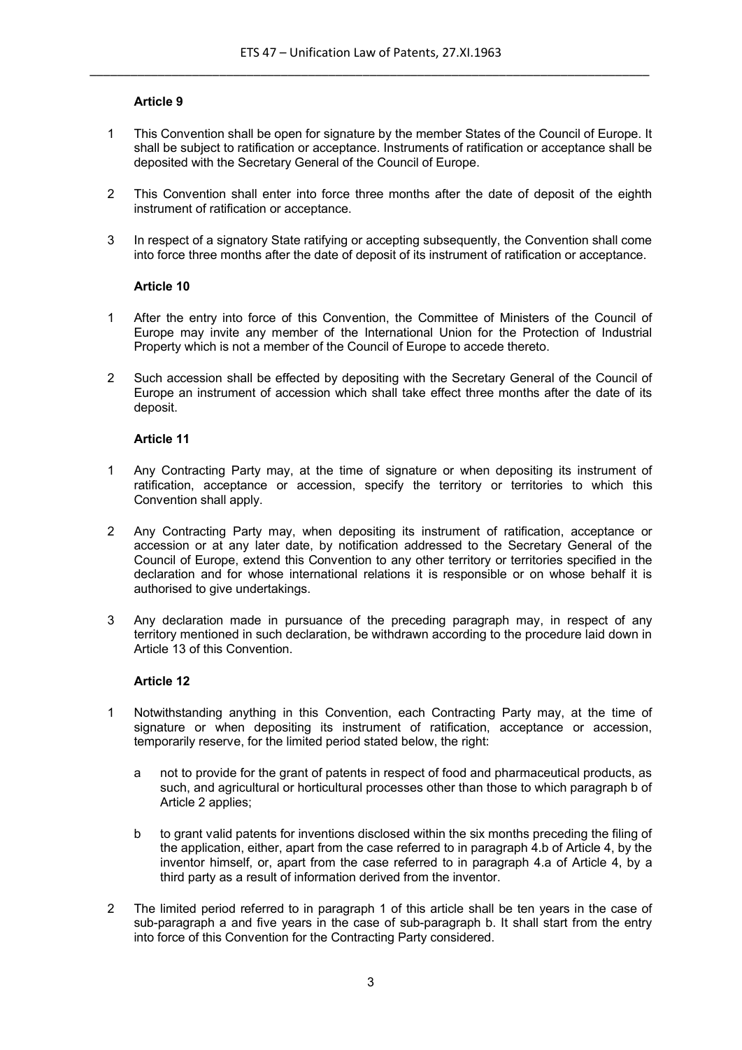**Article 9**

1 This Convention shall be open for signature by the member States of the Council of Europe. It shall be subject to ratification or acceptance. Instruments of ratification or acceptance shall be deposited with the Secretary General of the Council of Europe.

2 This Convention shall enter into force three months after the date of deposit of the eighth instrument of ratification or acceptance.

3 In respect of a signatory State ratifying or accepting subsequently, the Convention shall come into force three months after the date of deposit of its instrument of ratification or acceptance.

**Article 10**

1 After the entry into force of this Convention, the Committee of Ministers of the Council of Europe may invite any member of the International Union for the Protection of Industrial Property which is not a member of the Council of Europe to accede thereto.

2 Such accession shall be effected by depositing with the Secretary General of the Council of Europe an instrument of accession which shall take effect three months after the date of its deposit.

**Article 11**

1 Any Contracting Party may, at the time of signature or when depositing its instrument of ratification, acceptance or accession, specify the territory or territories to which this Convention shall apply.

2 Any Contracting Party may, when depositing its instrument of ratification, acceptance or accession or at any later date, by notification addressed to the Secretary General of the Council of Europe, extend this Convention to any other territory or territories specified in the declaration and for whose international relations it is responsible or on whose behalf it is authorised to give undertakings.

3 Any declaration made in pursuance of the preceding paragraph may, in respect of any territory mentioned in such declaration, be withdrawn according to the procedure laid down in Article 13 of this Convention.

**Article 12**

1 Notwithstanding anything in this Convention, each Contracting Party may, at the time of signature or when depositing its instrument of ratification, acceptance or accession, temporarily reserve, for the limited period stated below, the right:

   a not to provide for the grant of patents in respect of food and pharmaceutical products, as such, and agricultural or horticultural processes other than those to which paragraph b of Article 2 applies;

   b to grant valid patents for inventions disclosed within the six months preceding the filing of the application, either, apart from the case referred to in paragraph 4.b of Article 4, by the inventor himself, or, apart from the case referred to in paragraph 4.a of Article 4, by a third party as a result of information derived from the inventor.

2 The limited period referred to in paragraph 1 of this article shall be ten years in the case of sub-paragraph a and five years in the case of sub-paragraph b. It shall start from the entry into force of this Convention for the Contracting Party considered.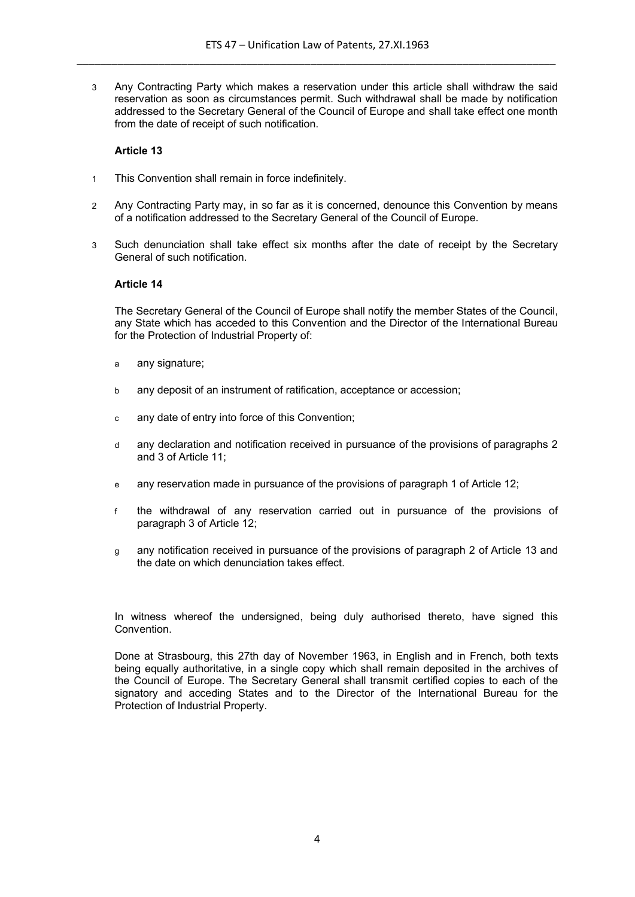3 Any Contracting Party which makes a reservation under this article shall withdraw the said reservation as soon as circumstances permit. Such withdrawal shall be made by notification addressed to the Secretary General of the Council of Europe and shall take effect one month from the date of receipt of such notification.

**Article 13**

1 This Convention shall remain in force indefinitely.

2 Any Contracting Party may, in so far as it is concerned, denounce this Convention by means of a notification addressed to the Secretary General of the Council of Europe.

3 Such denunciation shall take effect six months after the date of receipt by the Secretary General of such notification.

**Article 14**

The Secretary General of the Council of Europe shall notify the member States of the Council, any State which has acceded to this Convention and the Director of the International Bureau for the Protection of Industrial Property of:

a any signature;

b any deposit of an instrument of ratification, acceptance or accession;

c any date of entry into force of this Convention;

d any declaration and notification received in pursuance of the provisions of paragraphs 2 and 3 of Article 11;

e any reservation made in pursuance of the provisions of paragraph 1 of Article 12;

f the withdrawal of any reservation carried out in pursuance of the provisions of paragraph 3 of Article 12;

g any notification received in pursuance of the provisions of paragraph 2 of Article 13 and the date on which denunciation takes effect.

In witness whereof the undersigned, being duly authorised thereto, have signed this Convention.

Done at Strasbourg, this 27th day of November 1963, in English and in French, both texts being equally authoritative, in a single copy which shall remain deposited in the archives of the Council of Europe. The Secretary General shall transmit certified copies to each of the signatory and acceding States and to the Director of the International Bureau for the Protection of Industrial Property.